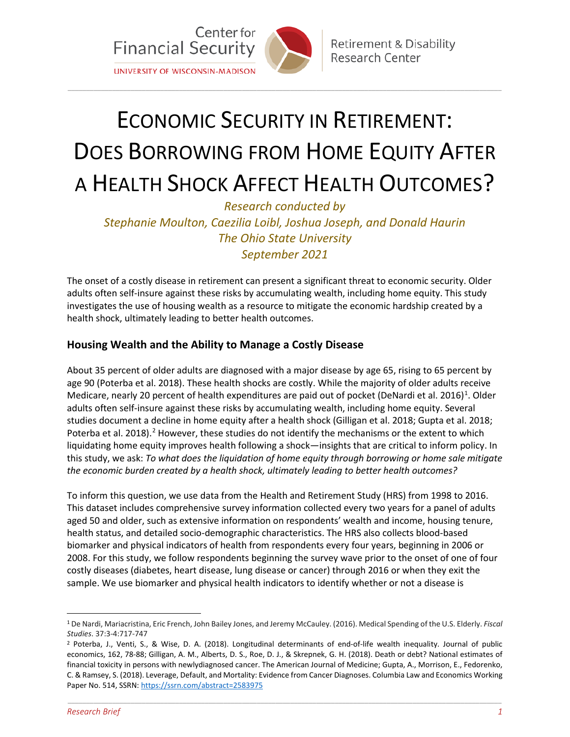Center for Financial Security
UNIVERSITY OF WISCONSIN-MADISON

Retirement & Disability Research Center

# ECONOMIC SECURITY IN RETIREMENT: DOES BORROWING FROM HOME EQUITY AFTER A HEALTH SHOCK AFFECT HEALTH OUTCOMES?

*Research conducted by*
*Stephanie Moulton, Caezilia Loibl, Joshua Joseph, and Donald Haurin*
*The Ohio State University*
*September 2021*

The onset of a costly disease in retirement can present a significant threat to economic security. Older adults often self-insure against these risks by accumulating wealth, including home equity. This study investigates the use of housing wealth as a resource to mitigate the economic hardship created by a health shock, ultimately leading to better health outcomes.

## Housing Wealth and the Ability to Manage a Costly Disease

About 35 percent of older adults are diagnosed with a major disease by age 65, rising to 65 percent by age 90 (Poterba et al. 2018). These health shocks are costly. While the majority of older adults receive Medicare, nearly 20 percent of health expenditures are paid out of pocket (DeNardi et al. 2016)[1]. Older adults often self-insure against these risks by accumulating wealth, including home equity. Several studies document a decline in home equity after a health shock (Gilligan et al. 2018; Gupta et al. 2018; Poterba et al. 2018).[2] However, these studies do not identify the mechanisms or the extent to which liquidating home equity improves health following a shock—insights that are critical to inform policy. In this study, we ask: *To what does the liquidation of home equity through borrowing or home sale mitigate the economic burden created by a health shock, ultimately leading to better health outcomes?*

To inform this question, we use data from the Health and Retirement Study (HRS) from 1998 to 2016. This dataset includes comprehensive survey information collected every two years for a panel of adults aged 50 and older, such as extensive information on respondents' wealth and income, housing tenure, health status, and detailed socio-demographic characteristics. The HRS also collects blood-based biomarker and physical indicators of health from respondents every four years, beginning in 2006 or 2008. For this study, we follow respondents beginning the survey wave prior to the onset of one of four costly diseases (diabetes, heart disease, lung disease or cancer) through 2016 or when they exit the sample. We use biomarker and physical health indicators to identify whether or not a disease is

---

[1] De Nardi, Mariacristina, Eric French, John Bailey Jones, and Jeremy McCauley. (2016). Medical Spending of the U.S. Elderly. *Fiscal Studies*. 37:3-4:717-747

[2] Poterba, J., Venti, S., & Wise, D. A. (2018). Longitudinal determinants of end-of-life wealth inequality. Journal of public economics, 162, 78-88; Gilligan, A. M., Alberts, D. S., Roe, D. J., & Skrepnek, G. H. (2018). Death or debt? National estimates of financial toxicity in persons with newlydiagnosed cancer. The American Journal of Medicine; Gupta, A., Morrison, E., Fedorenko, C. & Ramsey, S. (2018). Leverage, Default, and Mortality: Evidence from Cancer Diagnoses. Columbia Law and Economics Working Paper No. 514, SSRN: https://ssrn.com/abstract=2583975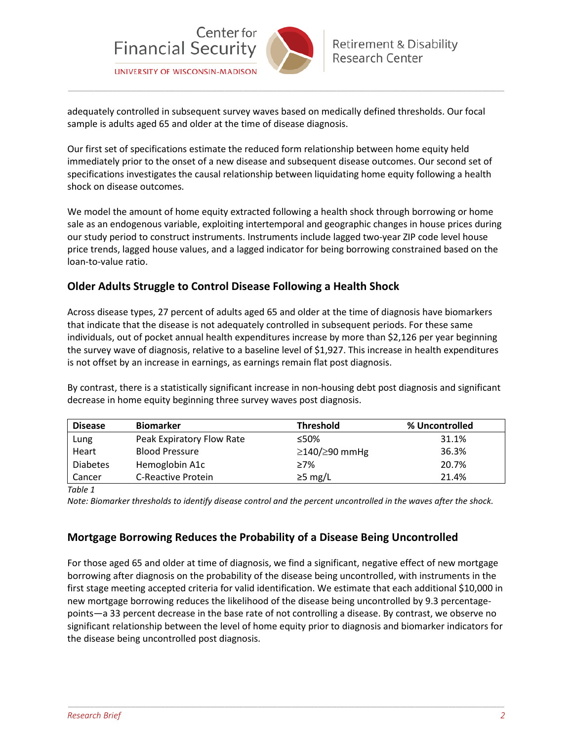adequately controlled in subsequent survey waves based on medically defined thresholds. Our focal sample is adults aged 65 and older at the time of disease diagnosis.

Our first set of specifications estimate the reduced form relationship between home equity held immediately prior to the onset of a new disease and subsequent disease outcomes. Our second set of specifications investigates the causal relationship between liquidating home equity following a health shock on disease outcomes.

We model the amount of home equity extracted following a health shock through borrowing or home sale as an endogenous variable, exploiting intertemporal and geographic changes in house prices during our study period to construct instruments. Instruments include lagged two-year ZIP code level house price trends, lagged house values, and a lagged indicator for being borrowing constrained based on the loan-to-value ratio.

## Older Adults Struggle to Control Disease Following a Health Shock

Across disease types, 27 percent of adults aged 65 and older at the time of diagnosis have biomarkers that indicate that the disease is not adequately controlled in subsequent periods. For these same individuals, out of pocket annual health expenditures increase by more than $2,126 per year beginning the survey wave of diagnosis, relative to a baseline level of $1,927. This increase in health expenditures is not offset by an increase in earnings, as earnings remain flat post diagnosis.

By contrast, there is a statistically significant increase in non-housing debt post diagnosis and significant decrease in home equity beginning three survey waves post diagnosis.

| Disease | Biomarker | Threshold | % Uncontrolled |
|---|---|---|---|
| Lung | Peak Expiratory Flow Rate | ≤50% | 31.1% |
| Heart | Blood Pressure | ≥140/≥90 mmHg | 36.3% |
| Diabetes | Hemoglobin A1c | ≥7% | 20.7% |
| Cancer | C-Reactive Protein | ≥5 mg/L | 21.4% |

*Table 1*

*Note: Biomarker thresholds to identify disease control and the percent uncontrolled in the waves after the shock.*

## Mortgage Borrowing Reduces the Probability of a Disease Being Uncontrolled

For those aged 65 and older at time of diagnosis, we find a significant, negative effect of new mortgage borrowing after diagnosis on the probability of the disease being uncontrolled, with instruments in the first stage meeting accepted criteria for valid identification. We estimate that each additional $10,000 in new mortgage borrowing reduces the likelihood of the disease being uncontrolled by 9.3 percentage-points—a 33 percent decrease in the base rate of not controlling a disease. By contrast, we observe no significant relationship between the level of home equity prior to diagnosis and biomarker indicators for the disease being uncontrolled post diagnosis.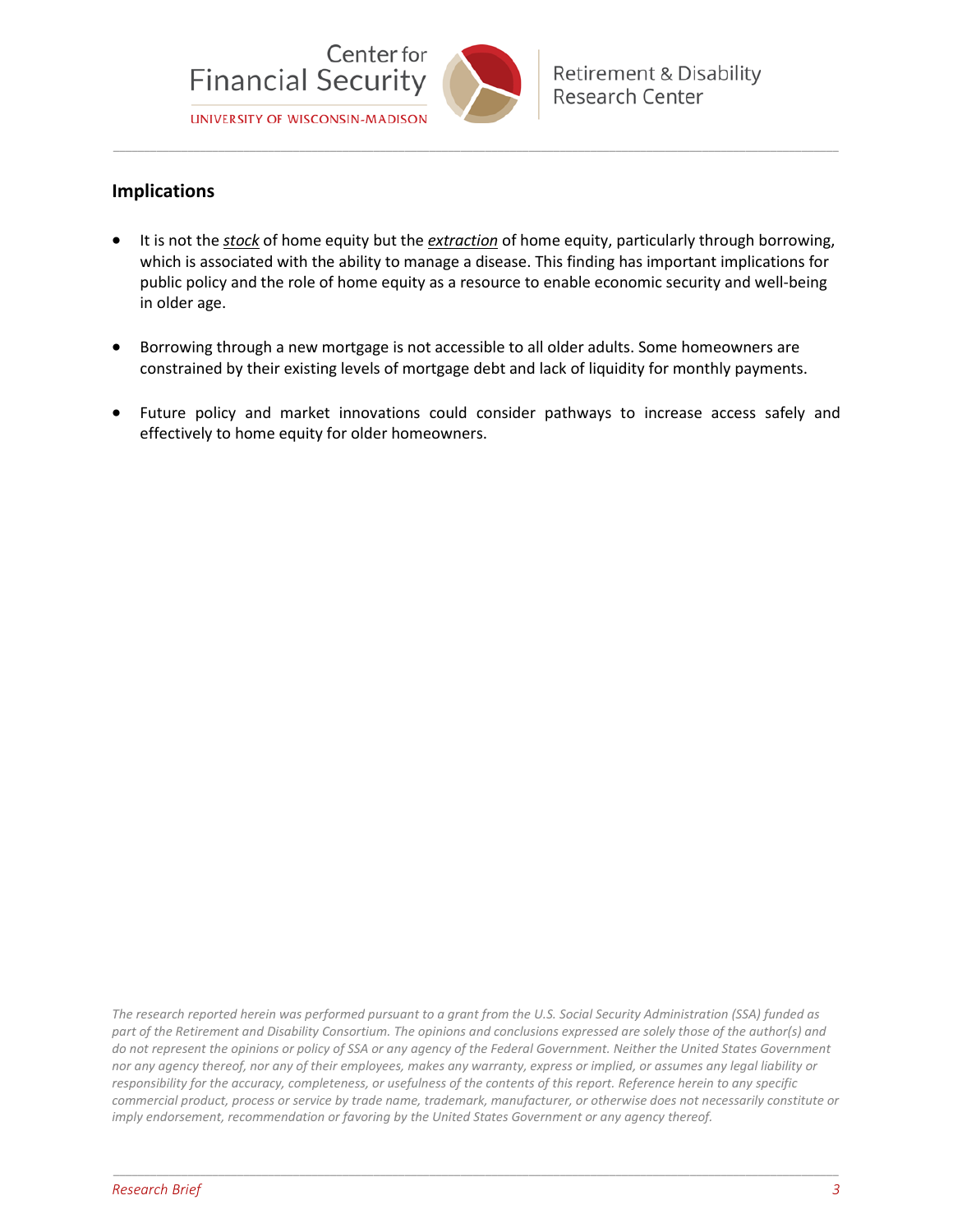## Implications

- It is not the ***stock*** of home equity but the ***extraction*** of home equity, particularly through borrowing, which is associated with the ability to manage a disease. This finding has important implications for public policy and the role of home equity as a resource to enable economic security and well-being in older age.

- Borrowing through a new mortgage is not accessible to all older adults. Some homeowners are constrained by their existing levels of mortgage debt and lack of liquidity for monthly payments.

- Future policy and market innovations could consider pathways to increase access safely and effectively to home equity for older homeowners.

*The research reported herein was performed pursuant to a grant from the U.S. Social Security Administration (SSA) funded as part of the Retirement and Disability Consortium. The opinions and conclusions expressed are solely those of the author(s) and do not represent the opinions or policy of SSA or any agency of the Federal Government. Neither the United States Government nor any agency thereof, nor any of their employees, makes any warranty, express or implied, or assumes any legal liability or responsibility for the accuracy, completeness, or usefulness of the contents of this report. Reference herein to any specific commercial product, process or service by trade name, trademark, manufacturer, or otherwise does not necessarily constitute or imply endorsement, recommendation or favoring by the United States Government or any agency thereof.*